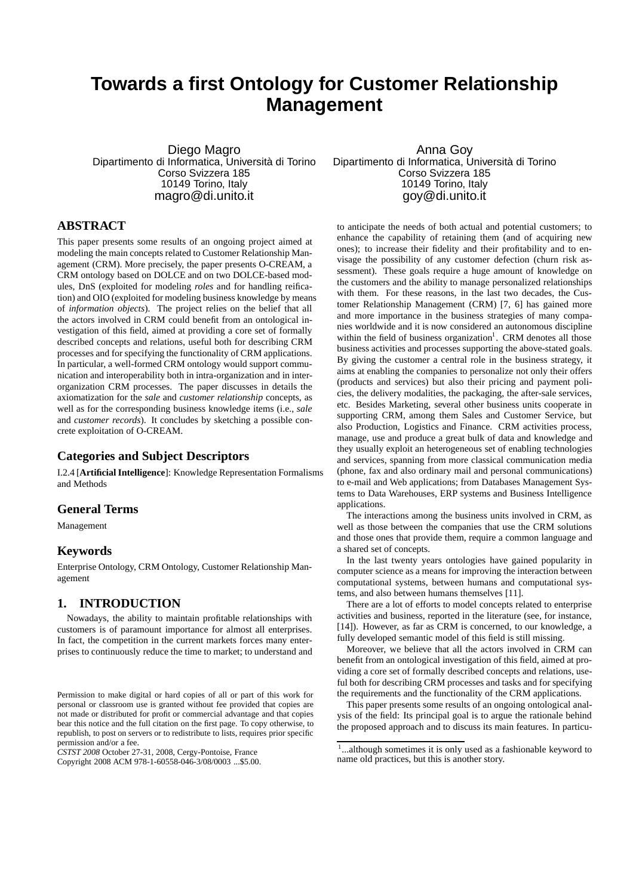# Towards a first Ontology for Customer Relationship Management

Diego Magro
Dipartimento di Informatica, Università di Torino
Corso Svizzera 185
10149 Torino, Italy
magro@di.unito.it

Anna Goy
Dipartimento di Informatica, Università di Torino
Corso Svizzera 185
10149 Torino, Italy
goy@di.unito.it

## ABSTRACT

This paper presents some results of an ongoing project aimed at modeling the main concepts related to Customer Relationship Management (CRM). More precisely, the paper presents O-CREAM, a CRM ontology based on DOLCE and on two DOLCE-based modules, DnS (exploited for modeling *roles* and for handling reification) and OIO (exploited for modeling business knowledge by means of *information objects*). The project relies on the belief that all the actors involved in CRM could benefit from an ontological investigation of this field, aimed at providing a core set of formally described concepts and relations, useful both for describing CRM processes and for specifying the functionality of CRM applications. In particular, a well-formed CRM ontology would support communication and interoperability both in intra-organization and in inter-organization CRM processes. The paper discusses in details the axiomatization for the *sale* and *customer relationship* concepts, as well as for the corresponding business knowledge items (i.e., *sale* and *customer records*). It concludes by sketching a possible concrete exploitation of O-CREAM.

## Categories and Subject Descriptors

I.2.4 [**Artificial Intelligence**]: Knowledge Representation Formalisms and Methods

## General Terms

Management

## Keywords

Enterprise Ontology, CRM Ontology, Customer Relationship Management

## 1. INTRODUCTION

Nowadays, the ability to maintain profitable relationships with customers is of paramount importance for almost all enterprises. In fact, the competition in the current markets forces many enterprises to continuously reduce the time to market; to understand and to anticipate the needs of both actual and potential customers; to enhance the capability of retaining them (and of acquiring new ones); to increase their fidelity and their profitability and to envisage the possibility of any customer defection (churn risk assessment). These goals require a huge amount of knowledge on the customers and the ability to manage personalized relationships with them. For these reasons, in the last two decades, the Customer Relationship Management (CRM) [7, 6] has gained more and more importance in the business strategies of many companies worldwide and it is now considered an autonomous discipline within the field of business organization[1]. CRM denotes all those business activities and processes supporting the above-stated goals. By giving the customer a central role in the business strategy, it aims at enabling the companies to personalize not only their offers (products and services) but also their pricing and payment policies, the delivery modalities, the packaging, the after-sale services, etc. Besides Marketing, several other business units cooperate in supporting CRM, among them Sales and Customer Service, but also Production, Logistics and Finance. CRM activities process, manage, use and produce a great bulk of data and knowledge and they usually exploit an heterogeneous set of enabling technologies and services, spanning from more classical communication media (phone, fax and also ordinary mail and personal communications) to e-mail and Web applications; from Databases Management Systems to Data Warehouses, ERP systems and Business Intelligence applications.

The interactions among the business units involved in CRM, as well as those between the companies that use the CRM solutions and those ones that provide them, require a common language and a shared set of concepts.

In the last twenty years ontologies have gained popularity in computer science as a means for improving the interaction between computational systems, between humans and computational systems, and also between humans themselves [11].

There are a lot of efforts to model concepts related to enterprise activities and business, reported in the literature (see, for instance, [14]). However, as far as CRM is concerned, to our knowledge, a fully developed semantic model of this field is still missing.

Moreover, we believe that all the actors involved in CRM can benefit from an ontological investigation of this field, aimed at providing a core set of formally described concepts and relations, useful both for describing CRM processes and tasks and for specifying the requirements and the functionality of the CRM applications.

This paper presents some results of an ongoing ontological analysis of the field: Its principal goal is to argue the rationale behind the proposed approach and to discuss its main features. In particu-

[1]...although sometimes it is only used as a fashionable keyword to name old practices, but this is another story.

Permission to make digital or hard copies of all or part of this work for personal or classroom use is granted without fee provided that copies are not made or distributed for profit or commercial advantage and that copies bear this notice and the full citation on the first page. To copy otherwise, to republish, to post on servers or to redistribute to lists, requires prior specific permission and/or a fee.
*CSTST 2008* October 27-31, 2008, Cergy-Pontoise, France
Copyright 2008 ACM 978-1-60558-046-3/08/0003 ...$5.00.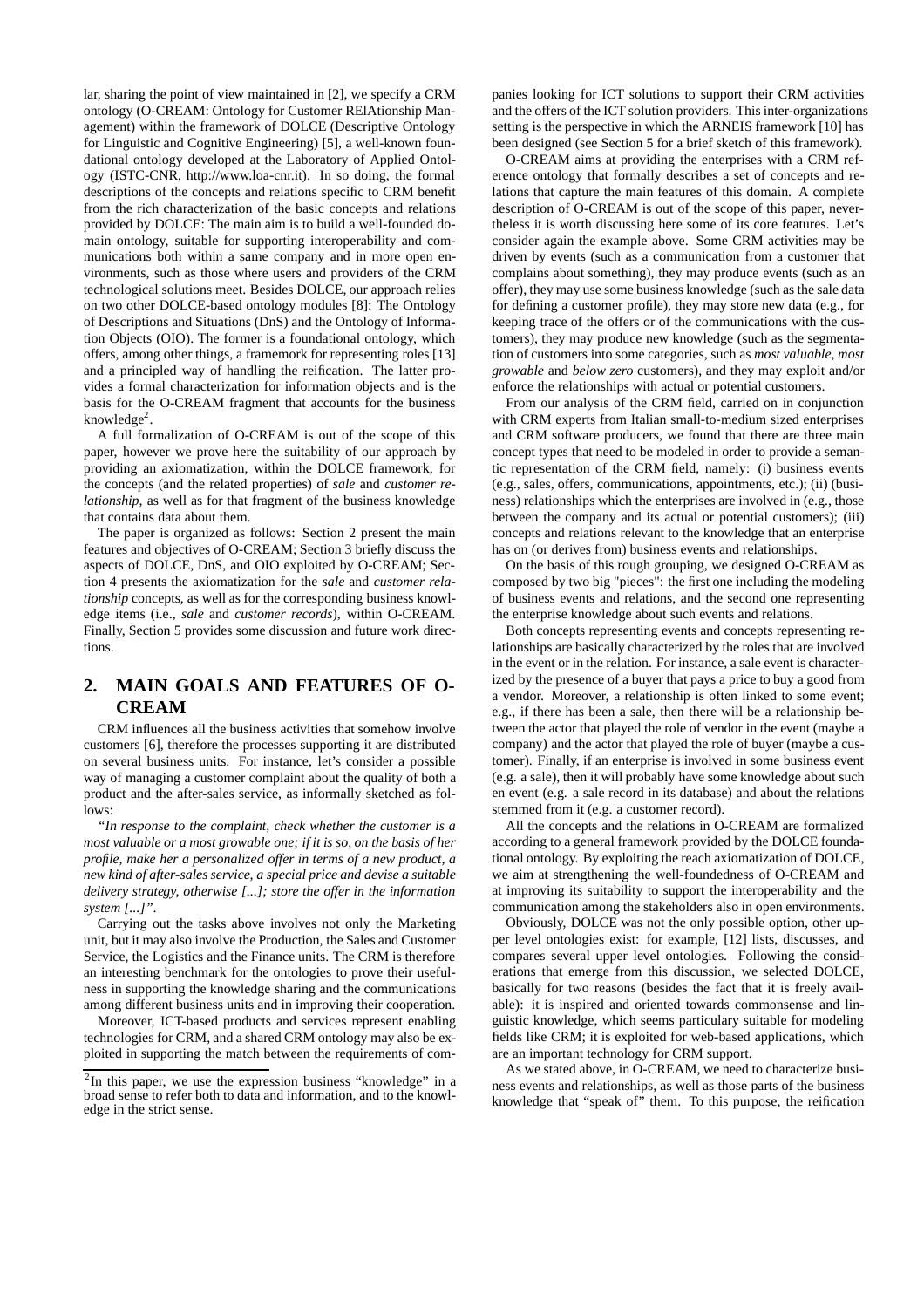lar, sharing the point of view maintained in [2], we specify a CRM ontology (O-CREAM: Ontology for Customer RElAtionship Management) within the framework of DOLCE (Descriptive Ontology for Linguistic and Cognitive Engineering) [5], a well-known foundational ontology developed at the Laboratory of Applied Ontology (ISTC-CNR, http://www.loa-cnr.it). In so doing, the formal descriptions of the concepts and relations specific to CRM benefit from the rich characterization of the basic concepts and relations provided by DOLCE: The main aim is to build a well-founded domain ontology, suitable for supporting interoperability and communications both within a same company and in more open environments, such as those where users and providers of the CRM technological solutions meet. Besides DOLCE, our approach relies on two other DOLCE-based ontology modules [8]: The Ontology of Descriptions and Situations (DnS) and the Ontology of Information Objects (OIO). The former is a foundational ontology, which offers, among other things, a framemork for representing roles [13] and a principled way of handling the reification. The latter provides a formal characterization for information objects and is the basis for the O-CREAM fragment that accounts for the business knowledge[2].

A full formalization of O-CREAM is out of the scope of this paper, however we prove here the suitability of our approach by providing an axiomatization, within the DOLCE framework, for the concepts (and the related properties) of *sale* and *customer relationship*, as well as for that fragment of the business knowledge that contains data about them.

The paper is organized as follows: Section 2 present the main features and objectives of O-CREAM; Section 3 briefly discuss the aspects of DOLCE, DnS, and OIO exploited by O-CREAM; Section 4 presents the axiomatization for the *sale* and *customer relationship* concepts, as well as for the corresponding business knowledge items (i.e., *sale* and *customer records*), within O-CREAM. Finally, Section 5 provides some discussion and future work directions.

## 2. MAIN GOALS AND FEATURES OF O-CREAM

CRM influences all the business activities that somehow involve customers [6], therefore the processes supporting it are distributed on several business units. For instance, let's consider a possible way of managing a customer complaint about the quality of both a product and the after-sales service, as informally sketched as follows:

*"In response to the complaint, check whether the customer is a most valuable or a most growable one; if it is so, on the basis of her profile, make her a personalized offer in terms of a new product, a new kind of after-sales service, a special price and devise a suitable delivery strategy, otherwise [...]; store the offer in the information system [...]".*

Carrying out the tasks above involves not only the Marketing unit, but it may also involve the Production, the Sales and Customer Service, the Logistics and the Finance units. The CRM is therefore an interesting benchmark for the ontologies to prove their usefulness in supporting the knowledge sharing and the communications among different business units and in improving their cooperation.

Moreover, ICT-based products and services represent enabling technologies for CRM, and a shared CRM ontology may also be exploited in supporting the match between the requirements of companies looking for ICT solutions to support their CRM activities and the offers of the ICT solution providers. This inter-organizations setting is the perspective in which the ARNEIS framework [10] has been designed (see Section 5 for a brief sketch of this framework).

O-CREAM aims at providing the enterprises with a CRM reference ontology that formally describes a set of concepts and relations that capture the main features of this domain. A complete description of O-CREAM is out of the scope of this paper, nevertheless it is worth discussing here some of its core features. Let's consider again the example above. Some CRM activities may be driven by events (such as a communication from a customer that complains about something), they may produce events (such as an offer), they may use some business knowledge (such as the sale data for defining a customer profile), they may store new data (e.g., for keeping trace of the offers or of the communications with the customers), they may produce new knowledge (such as the segmentation of customers into some categories, such as *most valuable*, *most growable* and *below zero* customers), and they may exploit and/or enforce the relationships with actual or potential customers.

From our analysis of the CRM field, carried on in conjunction with CRM experts from Italian small-to-medium sized enterprises and CRM software producers, we found that there are three main concept types that need to be modeled in order to provide a semantic representation of the CRM field, namely: (i) business events (e.g., sales, offers, communications, appointments, etc.); (ii) (business) relationships which the enterprises are involved in (e.g., those between the company and its actual or potential customers); (iii) concepts and relations relevant to the knowledge that an enterprise has on (or derives from) business events and relationships.

On the basis of this rough grouping, we designed O-CREAM as composed by two big "pieces": the first one including the modeling of business events and relations, and the second one representing the enterprise knowledge about such events and relations.

Both concepts representing events and concepts representing relationships are basically characterized by the roles that are involved in the event or in the relation. For instance, a sale event is characterized by the presence of a buyer that pays a price to buy a good from a vendor. Moreover, a relationship is often linked to some event; e.g., if there has been a sale, then there will be a relationship between the actor that played the role of vendor in the event (maybe a company) and the actor that played the role of buyer (maybe a customer). Finally, if an enterprise is involved in some business event (e.g. a sale), then it will probably have some knowledge about such en event (e.g. a sale record in its database) and about the relations stemmed from it (e.g. a customer record).

All the concepts and the relations in O-CREAM are formalized according to a general framework provided by the DOLCE foundational ontology. By exploiting the reach axiomatization of DOLCE, we aim at strengthening the well-foundedness of O-CREAM and at improving its suitability to support the interoperability and the communication among the stakeholders also in open environments.

Obviously, DOLCE was not the only possible option, other upper level ontologies exist: for example, [12] lists, discusses, and compares several upper level ontologies. Following the considerations that emerge from this discussion, we selected DOLCE, basically for two reasons (besides the fact that it is freely available): it is inspired and oriented towards commonsense and linguistic knowledge, which seems particulary suitable for modeling fields like CRM; it is exploited for web-based applications, which are an important technology for CRM support.

As we stated above, in O-CREAM, we need to characterize business events and relationships, as well as those parts of the business knowledge that "speak of" them. To this purpose, the reification

[2]In this paper, we use the expression business "knowledge" in a broad sense to refer both to data and information, and to the knowledge in the strict sense.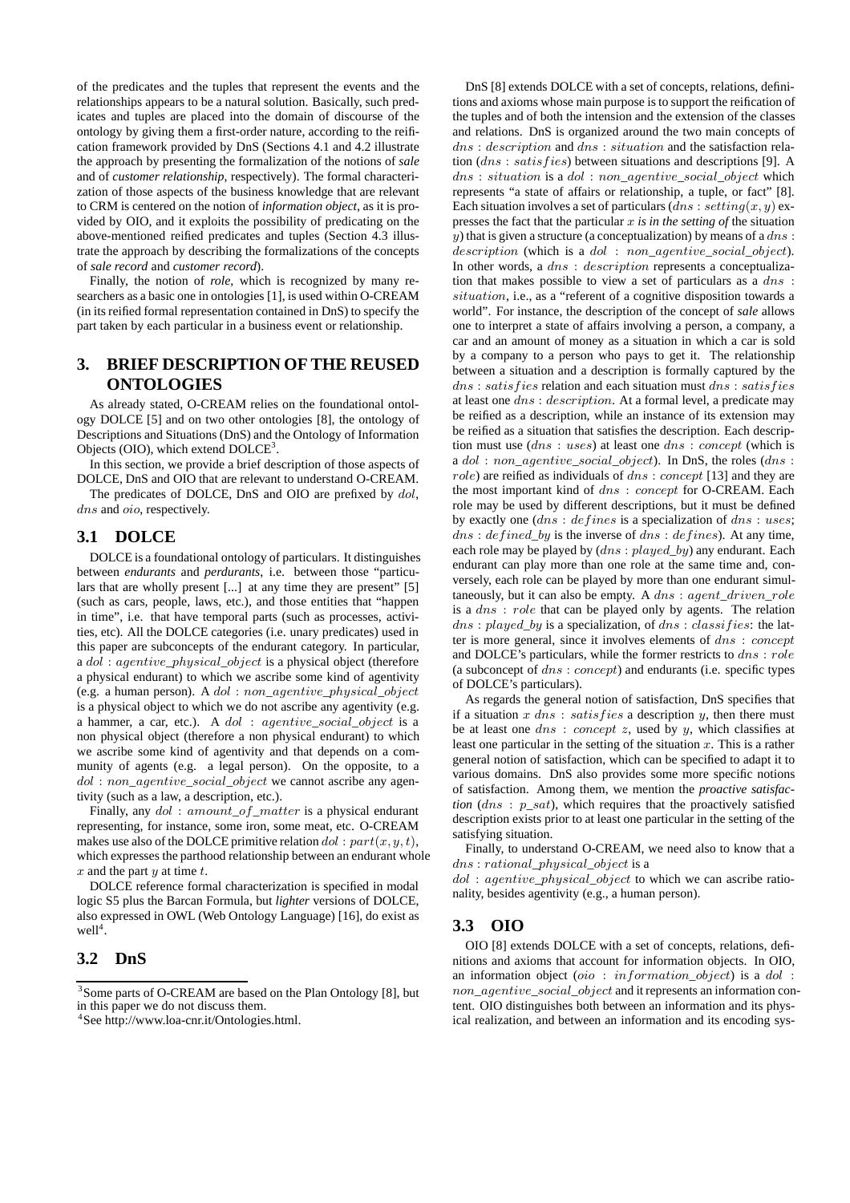of the predicates and the tuples that represent the events and the relationships appears to be a natural solution. Basically, such predicates and tuples are placed into the domain of discourse of the ontology by giving them a first-order nature, according to the reification framework provided by DnS (Sections 4.1 and 4.2 illustrate the approach by presenting the formalization of the notions of *sale* and of *customer relationship*, respectively). The formal characterization of those aspects of the business knowledge that are relevant to CRM is centered on the notion of *information object*, as it is provided by OIO, and it exploits the possibility of predicating on the above-mentioned reified predicates and tuples (Section 4.3 illustrate the approach by describing the formalizations of the concepts of *sale record* and *customer record*).

Finally, the notion of *role*, which is recognized by many researchers as a basic one in ontologies [1], is used within O-CREAM (in its reified formal representation contained in DnS) to specify the part taken by each particular in a business event or relationship.

## 3. BRIEF DESCRIPTION OF THE REUSED ONTOLOGIES

As already stated, O-CREAM relies on the foundational ontology DOLCE [5] and on two other ontologies [8], the ontology of Descriptions and Situations (DnS) and the Ontology of Information Objects (OIO), which extend DOLCE[3].

In this section, we provide a brief description of those aspects of DOLCE, DnS and OIO that are relevant to understand O-CREAM.

The predicates of DOLCE, DnS and OIO are prefixed by $dol$, $dns$ and $oio$, respectively.

### 3.1 DOLCE

DOLCE is a foundational ontology of particulars. It distinguishes between *endurants* and *perdurants*, i.e. between those "particulars that are wholly present [...] at any time they are present" [5] (such as cars, people, laws, etc.), and those entities that "happen in time", i.e. that have temporal parts (such as processes, activities, etc). All the DOLCE categories (i.e. unary predicates) used in this paper are subconcepts of the endurant category. In particular, a $dol : agentive\_physical\_object$ is a physical object (therefore a physical endurant) to which we ascribe some kind of agentivity (e.g. a human person). A $dol : non\_agentive\_physical\_object$ is a physical object to which we do not ascribe any agentivity (e.g. a hammer, a car, etc.). A $dol : agentive\_social\_object$ is a non physical object (therefore a non physical endurant) to which we ascribe some kind of agentivity and that depends on a community of agents (e.g. a legal person). On the opposite, to a $dol : non\_agentive\_social\_object$ we cannot ascribe any agentivity (such as a law, a description, etc.).

Finally, any $dol : amount\_of\_matter$ is a physical endurant representing, for instance, some iron, some meat, etc. O-CREAM makes use also of the DOLCE primitive relation $dol : part(x, y, t)$, which expresses the parthood relationship between an endurant whole $x$ and the part $y$ at time $t$.

DOLCE reference formal characterization is specified in modal logic S5 plus the Barcan Formula, but *lighter* versions of DOLCE, also expressed in OWL (Web Ontology Language) [16], do exist as well[4].

### 3.2 DnS

DnS [8] extends DOLCE with a set of concepts, relations, definitions and axioms whose main purpose is to support the reification of the tuples and of both the intension and the extension of the classes and relations. DnS is organized around the two main concepts of $dns : description$ and $dns : situation$ and the satisfaction relation ($dns : satisfies$) between situations and descriptions [9]. A $dns : situation$ is a $dol : non\_agentive\_social\_object$ which represents "a state of affairs or relationship, a tuple, or fact" [8]. Each situation involves a set of particulars ($dns : setting(x, y)$ expresses the fact that the particular $x$ *is in the setting of* the situation $y$) that is given a structure (a conceptualization) by means of a $dns : description$ (which is a $dol : non\_agentive\_social\_object$). In other words, a $dns : description$ represents a conceptualization that makes possible to view a set of particulars as a $dns : situation$, i.e., as a "referent of a cognitive disposition towards a world". For instance, the description of the concept of *sale* allows one to interpret a state of affairs involving a person, a company, a car and an amount of money as a situation in which a car is sold by a company to a person who pays to get it. The relationship between a situation and a description is formally captured by the $dns : satisfies$ relation and each situation must $dns : satisfies$ at least one $dns : description$. At a formal level, a predicate may be reified as a description, while an instance of its extension may be reified as a situation that satisfies the description. Each description must use ($dns : uses$) at least one $dns : concept$ (which is a $dol : non\_agentive\_social\_object$). In DnS, the roles ($dns : role$) are reified as individuals of $dns : concept$ [13] and they are the most important kind of $dns : concept$ for O-CREAM. Each role may be used by different descriptions, but it must be defined by exactly one ($dns : defines$ is a specialization of $dns : uses$; $dns : defined\_by$ is the inverse of $dns : defines$). At any time, each role may be played by ($dns : played\_by$) any endurant. Each endurant can play more than one role at the same time and, conversely, each role can be played by more than one endurant simultaneously, but it can also be empty. A $dns : agent\_driven\_role$ is a $dns : role$ that can be played only by agents. The relation $dns : played\_by$ is a specialization, of $dns : classifies$: the latter is more general, since it involves elements of $dns : concept$ and DOLCE's particulars, while the former restricts to $dns : role$ (a subconcept of $dns : concept$) and endurants (i.e. specific types of DOLCE's particulars).

As regards the general notion of satisfaction, DnS specifies that if a situation $x$ $dns : satisfies$ a description $y$, then there must be at least one $dns : concept$ $z$, used by $y$, which classifies at least one particular in the setting of the situation $x$. This is a rather general notion of satisfaction, which can be specified to adapt it to various domains. DnS also provides some more specific notions of satisfaction. Among them, we mention the *proactive satisfaction* ($dns : p\_sat$), which requires that the proactively satisfied description exists prior to at least one particular in the setting of the satisfying situation.

Finally, to understand O-CREAM, we need also to know that a $dns : rational\_physical\_object$ is a $dol : agentive\_physical\_object$ to which we can ascribe rationality, besides agentivity (e.g., a human person).

### 3.3 OIO

OIO [8] extends DOLCE with a set of concepts, relations, definitions and axioms that account for information objects. In OIO, an information object ($oio : information\_object$) is a $dol : non\_agentive\_social\_object$ and it represents an information content. OIO distinguishes both between an information and its physical realization, and between an information and its encoding sys-

[3] Some parts of O-CREAM are based on the Plan Ontology [8], but in this paper we do not discuss them.

[4] See http://www.loa-cnr.it/Ontologies.html.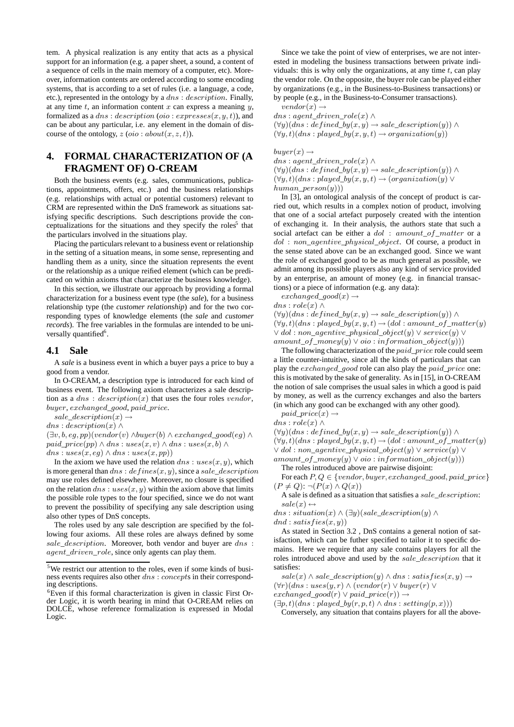tem. A physical realization is any entity that acts as a physical support for an information (e.g. a paper sheet, a sound, a content of a sequence of cells in the main memory of a computer, etc). Moreover, information contents are ordered according to some encoding systems, that is according to a set of rules (i.e. a language, a code, etc.), represented in the ontology by a $dns : description$. Finally, at any time $t$, an information content $x$ can express a meaning $y$, formalized as a $dns : description$ ($oio : expresses(x, y, t)$), and can be about any particular, i.e. any element in the domain of discourse of the ontology, $z$ ($oio : about(x, z, t)$).

## 4. FORMAL CHARACTERIZATION OF (A FRAGMENT OF) O-CREAM

Both the business events (e.g. sales, communications, publications, appointments, offers, etc.) and the business relationships (e.g. relationships with actual or potential customers) relevant to CRM are represented within the DnS framework as situations satisfying specific descriptions. Such descriptions provide the conceptualizations for the situations and they specify the roles[5] that the particulars involved in the situations play.

Placing the particulars relevant to a business event or relationship in the setting of a situation means, in some sense, representing and handling them as a unity, since the situation represents the event or the relationship as a unique reified element (which can be predicated on within axioms that characterize the business knowledge).

In this section, we illustrate our approach by providing a formal characterization for a business event type (the *sale*), for a business relationship type (the *customer relationship*) and for the two corresponding types of knowledge elements (the *sale* and *customer records*). The free variables in the formulas are intended to be universally quantified[6].

### 4.1 Sale

A *sale* is a business event in which a buyer pays a price to buy a good from a vendor.

In O-CREAM, a description type is introduced for each kind of business event. The following axiom characterizes a sale description as a $dns : description(x)$ that uses the four roles $vendor$, $buyer$, $exchanged\_good$, $paid\_price$.

$$sale\_description(x) \rightarrow$$
$$dns : description(x) \wedge$$
$$(\exists v, b, eg, pp)(vendor(v) \wedge buyer(b) \wedge exchanged\_good(eg) \wedge$$
$$paid\_price(pp) \wedge dns : uses(x, v) \wedge dns : uses(x, b) \wedge$$
$$dns : uses(x, eg) \wedge dns : uses(x, pp))$$

In the axiom we have used the relation $dns : uses(x, y)$, which is more general than $dns : defines(x, y)$, since a $sale\_description$ may use roles defined elsewhere. Moreover, no closure is specified on the relation $dns : uses(x, y)$ within the axiom above that limits the possible role types to the four specified, since we do not want to prevent the possibility of specifying any sale description using also other types of DnS concepts.

The roles used by any sale description are specified by the following four axioms. All these roles are always defined by some $sale\_description$. Moreover, both vendor and buyer are $dns : agent\_driven\_role$, since only agents can play them.

Since we take the point of view of enterprises, we are not interested in modeling the business transactions between private individuals: this is why only the organizations, at any time $t$, can play the vendor role. On the opposite, the buyer role can be played either by organizations (e.g., in the Business-to-Business transactions) or by people (e.g., in the Business-to-Consumer transactions).

$$vendor(x) \rightarrow$$
$$dns : agent\_driven\_role(x) \wedge$$
$$(\forall y)(dns : defined\_by(x, y) \rightarrow sale\_description(y)) \wedge$$
$$(\forall y, t)(dns : played\_by(x, y, t) \rightarrow organization(y))$$

$$buyer(x) \rightarrow$$
$$dns : agent\_driven\_role(x) \wedge$$
$$(\forall y)(dns : defined\_by(x, y) \rightarrow sale\_description(y)) \wedge$$
$$(\forall y, t)(dns : played\_by(x, y, t) \rightarrow (organization(y) \vee$$
$$human\_person(y)))$$

In [3], an ontological analysis of the concept of product is carried out, which results in a complex notion of product, involving that one of a social artefact purposely created with the intention of exchanging it. In their analysis, the authors state that such a social artefact can be either a $dol : amount\_of\_matter$ or a $dol : non\_agentive\_physical\_object$. Of course, a product in the sense stated above can be an exchanged good. Since we want the role of exchanged good to be as much general as possible, we admit among its possible players also any kind of service provided by an enterprise, an amount of money (e.g. in financial transactions) or a piece of information (e.g. any data):

$$exchanged\_good(x) \rightarrow$$
$$dns : role(x) \wedge$$
$$(\forall y)(dns : defined\_by(x, y) \rightarrow sale\_description(y)) \wedge$$
$$(\forall y, t)(dns : played\_by(x, y, t) \rightarrow (dol : amount\_of\_matter(y)$$
$$\vee\ dol : non\_agentive\_physical\_object(y) \vee service(y) \vee$$
$$amount\_of\_money(y) \vee oio : information\_object(y)))$$

The following characterization of the $paid\_price$ role could seem a little counter-intuitive, since all the kinds of particulars that can play the $exchanged\_good$ role can also play the $paid\_price$ one: this is motivated by the sake of generality. As in [15], in O-CREAM the notion of sale comprises the usual sales in which a good is paid by money, as well as the currency exchanges and also the barters (in which any good can be exchanged with any other good).

$$paid\_price(x) \rightarrow$$
$$dns : role(x) \wedge$$
$$(\forall y)(dns : defined\_by(x, y) \rightarrow sale\_description(y)) \wedge$$
$$(\forall y, t)(dns : played\_by(x, y, t) \rightarrow (dol : amount\_of\_matter(y)$$
$$\vee\ dol : non\_agentive\_physical\_object(y) \vee service(y) \vee$$
$$amount\_of\_money(y) \vee oio : information\_object(y)))$$

The roles introduced above are pairwise disjoint:

For each $P, Q \in \{vendor, buyer, exchanged\_good, paid\_price\}$ $(P \neq Q)$: $\neg(P(x) \wedge Q(x))$

A sale is defined as a situation that satisfies a $sale\_description$:

$$sale(x) \leftrightarrow$$
$$dns : situation(x) \wedge (\exists y)(sale\_description(y) \wedge$$
$$dnd : satisfies(x, y))$$

As stated in Section 3.2 , DnS contains a general notion of satisfaction, which can be futher specified to tailor it to specific domains. Here we require that any sale contains players for all the roles introduced above and used by the $sale\_description$ that it satisfies:

$$sale(x) \wedge sale\_description(y) \wedge dns : satisfies(x, y) \rightarrow$$
$$(\forall r)(dns : uses(y, r) \wedge (vendor(r) \vee buyer(r) \vee$$
$$exchanged\_good(r) \vee paid\_price(r)) \rightarrow$$
$$(\exists p, t)(dns : played\_by(r, p, t) \wedge dns : setting(p, x)))$$

Conversely, any situation that contains players for all the above-

[5] We restrict our attention to the roles, even if some kinds of business events requires also other $dns : concept$s in their corresponding descriptions.

[6] Even if this formal characterization is given in classic First Order Logic, it is worth bearing in mind that O-CREAM relies on DOLCE, whose reference formalization is expressed in Modal Logic.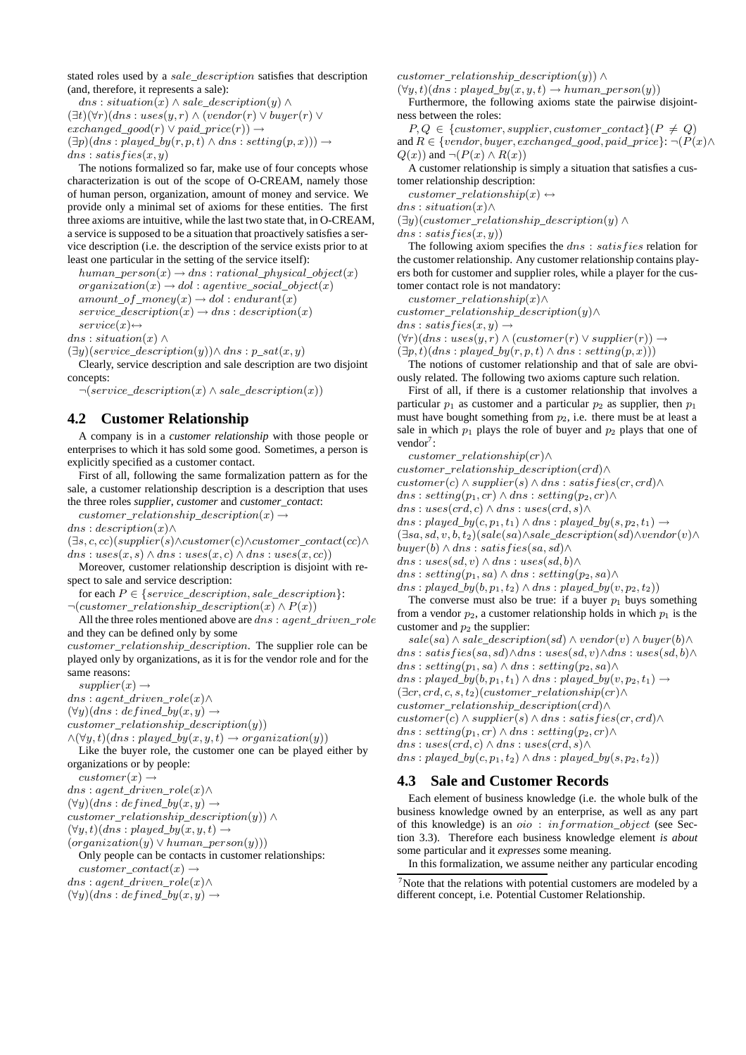stated roles used by a $sale\_description$ satisfies that description (and, therefore, it represents a sale):

$dns : situation(x) \wedge sale\_description(y) \wedge$
$(\exists t)(\forall r)(dns : uses(y, r) \wedge (vendor(r) \vee buyer(r) \vee$
$exchanged\_good(r) \vee paid\_price(r)) \rightarrow$
$(\exists p)(dns : played\_by(r, p, t) \wedge dns : setting(p, x))) \rightarrow$
$dns : satisfies(x, y)$

The notions formalized so far, make use of four concepts whose characterization is out of the scope of O-CREAM, namely those of human person, organization, amount of money and service. We provide only a minimal set of axioms for these entities. The first three axioms are intuitive, while the last two state that, in O-CREAM, a service is supposed to be a situation that proactively satisfies a service description (i.e. the description of the service exists prior to at least one particular in the setting of the service itself):

$human\_person(x) \rightarrow dns : rational\_physical\_object(x)$
$organization(x) \rightarrow dol : agentive\_social\_object(x)$
$amount\_of\_money(x) \rightarrow dol : endurant(x)$
$service\_description(x) \rightarrow dns : description(x)$
$service(x) \leftrightarrow$
$dns : situation(x) \wedge$
$(\exists y)(service\_description(y)) \wedge dns : p\_sat(x, y)$

Clearly, service description and sale description are two disjoint concepts:

$\neg(service\_description(x) \wedge sale\_description(x))$

## 4.2 Customer Relationship

A company is in a *customer relationship* with those people or enterprises to which it has sold some good. Sometimes, a person is explicitly specified as a customer contact.

First of all, following the same formalization pattern as for the sale, a customer relationship description is a description that uses the three roles *supplier*, *customer* and *customer_contact*:

$customer\_relationship\_description(x) \rightarrow$
$dns : description(x) \wedge$
$(\exists s, c, cc)(supplier(s) \wedge customer(c) \wedge customer\_contact(cc) \wedge$
$dns : uses(x, s) \wedge dns : uses(x, c) \wedge dns : uses(x, cc))$

Moreover, customer relationship description is disjoint with respect to sale and service description:

for each $P \in \{service\_description, sale\_description\}$:
$\neg(customer\_relationship\_description(x) \wedge P(x))$

All the three roles mentioned above are $dns : agent\_driven\_role$ and they can be defined only by some $customer\_relationship\_description$. The supplier role can be played only by organizations, as it is for the vendor role and for the same reasons:

$supplier(x) \rightarrow$
$dns : agent\_driven\_role(x) \wedge$
$(\forall y)(dns : defined\_by(x, y) \rightarrow$
$customer\_relationship\_description(y))$
$\wedge(\forall y, t)(dns : played\_by(x, y, t) \rightarrow organization(y))$

Like the buyer role, the customer one can be played either by organizations or by people:

$customer(x) \rightarrow$
$dns : agent\_driven\_role(x) \wedge$
$(\forall y)(dns : defined\_by(x, y) \rightarrow$
$customer\_relationship\_description(y)) \wedge$
$(\forall y, t)(dns : played\_by(x, y, t) \rightarrow$
$(organization(y) \vee human\_person(y)))$

Only people can be contacts in customer relationships:

$customer\_contact(x) \rightarrow$
$dns : agent\_driven\_role(x) \wedge$
$(\forall y)(dns : defined\_by(x, y) \rightarrow$
$customer\_relationship\_description(y)) \wedge$
$(\forall y, t)(dns : played\_by(x, y, t) \rightarrow human\_person(y))$

Furthermore, the following axioms state the pairwise disjointness between the roles:

$P, Q \in \{customer, supplier, customer\_contact\} (P \neq Q)$ and $R \in \{vendor, buyer, exchanged\_good, paid\_price\}$: $\neg(P(x) \wedge Q(x))$ and $\neg(P(x) \wedge R(x))$

A customer relationship is simply a situation that satisfies a customer relationship description:

$customer\_relationship(x) \leftrightarrow$
$dns : situation(x) \wedge$
$(\exists y)(customer\_relationship\_description(y) \wedge$
$dns : satisfies(x, y))$

The following axiom specifies the $dns : satisfies$ relation for the customer relationship. Any customer relationship contains players both for customer and supplier roles, while a player for the customer contact role is not mandatory:

$customer\_relationship(x) \wedge$
$customer\_relationship\_description(y) \wedge$
$dns : satisfies(x, y) \rightarrow$
$(\forall r)(dns : uses(y, r) \wedge (customer(r) \vee supplier(r)) \rightarrow$
$(\exists p, t)(dns : played\_by(r, p, t) \wedge dns : setting(p, x)))$

The notions of customer relationship and that of sale are obviously related. The following two axioms capture such relation.

First of all, if there is a customer relationship that involves a particular $p_1$ as customer and a particular $p_2$ as supplier, then $p_1$ must have bought something from $p_2$, i.e. there must be at least a sale in which $p_1$ plays the role of buyer and $p_2$ plays that one of vendor[7]:

$customer\_relationship(cr) \wedge$
$customer\_relationship\_description(crd) \wedge$
$customer(c) \wedge supplier(s) \wedge dns : satisfies(cr, crd) \wedge$
$dns : setting(p_1, cr) \wedge dns : setting(p_2, cr) \wedge$
$dns : uses(crd, c) \wedge dns : uses(crd, s) \wedge$
$dns : played\_by(c, p_1, t_1) \wedge dns : played\_by(s, p_2, t_1) \rightarrow$
$(\exists sa, sd, v, b, t_2)(sale(sa) \wedge sale\_description(sd) \wedge vendor(v) \wedge$
$buyer(b) \wedge dns : satisfies(sa, sd) \wedge$
$dns : uses(sd, v) \wedge dns : uses(sd, b) \wedge$
$dns : setting(p_1, sa) \wedge dns : setting(p_2, sa) \wedge$
$dns : played\_by(b, p_1, t_2) \wedge dns : played\_by(v, p_2, t_2))$

The converse must also be true: if a buyer $p_1$ buys something from a vendor $p_2$, a customer relationship holds in which $p_1$ is the customer and $p_2$ the supplier:

$sale(sa) \wedge sale\_description(sd) \wedge vendor(v) \wedge buyer(b) \wedge$
$dns : satisfies(sa, sd) \wedge dns : uses(sd, v) \wedge dns : uses(sd, b) \wedge$
$dns : setting(p_1, sa) \wedge dns : setting(p_2, sa) \wedge$
$dns : played\_by(b, p_1, t_1) \wedge dns : played\_by(v, p_2, t_1) \rightarrow$
$(\exists cr, crd, c, s, t_2)(customer\_relationship(cr) \wedge$
$customer\_relationship\_description(crd) \wedge$
$customer(c) \wedge supplier(s) \wedge dns : satisfies(cr, crd) \wedge$
$dns : setting(p_1, cr) \wedge dns : setting(p_2, cr) \wedge$
$dns : uses(crd, c) \wedge dns : uses(crd, s) \wedge$
$dns : played\_by(c, p_1, t_2) \wedge dns : played\_by(s, p_2, t_2))$

## 4.3 Sale and Customer Records

Each element of business knowledge (i.e. the whole bulk of the business knowledge owned by an enterprise, as well as any part of this knowledge) is an $oio : information\_object$ (see Section 3.3). Therefore each business knowledge element *is about* some particular and it *expresses* some meaning.

In this formalization, we assume neither any particular encoding

[7] Note that the relations with potential customers are modeled by a different concept, i.e. Potential Customer Relationship.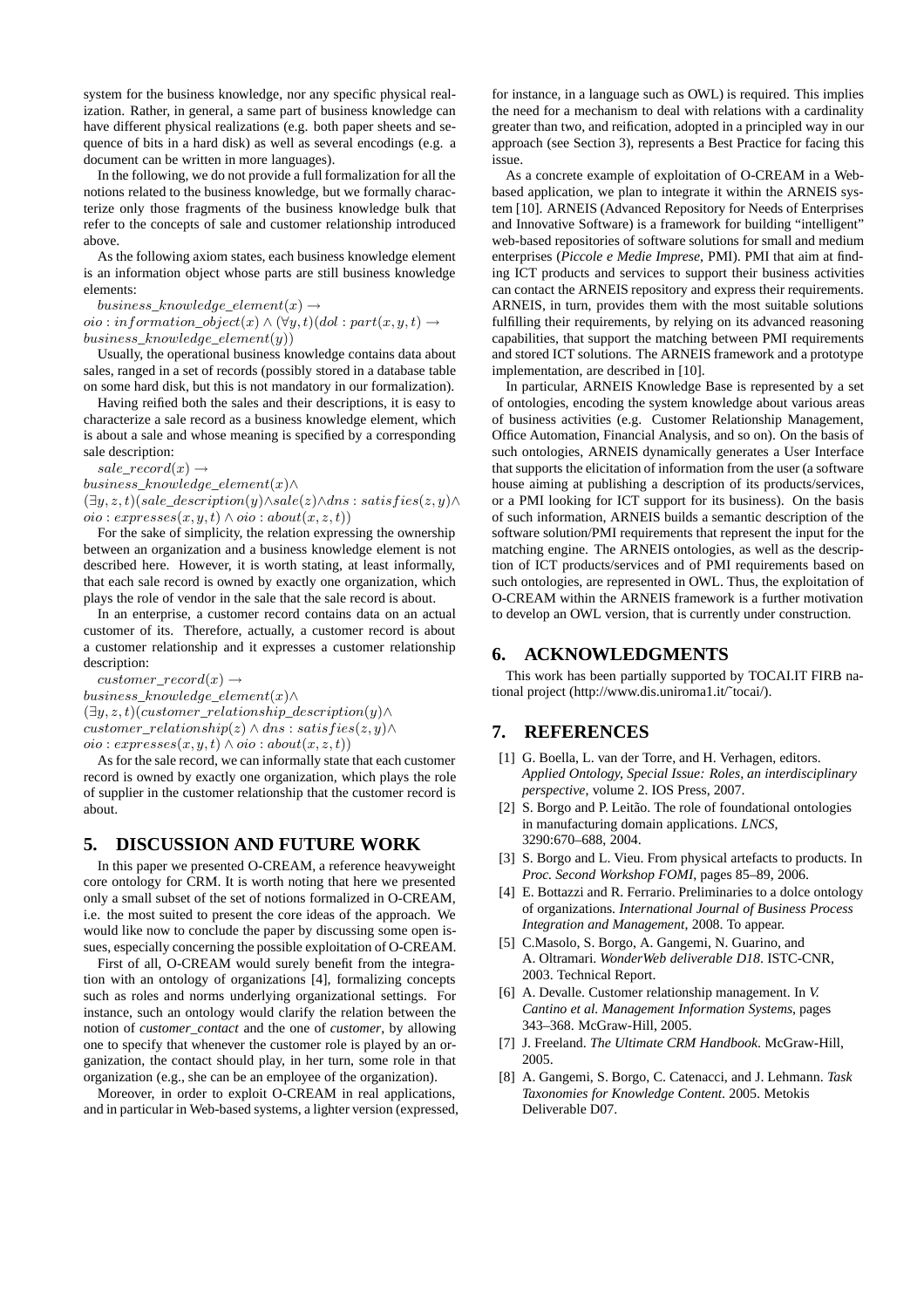system for the business knowledge, nor any specific physical realization. Rather, in general, a same part of business knowledge can have different physical realizations (e.g. both paper sheets and sequence of bits in a hard disk) as well as several encodings (e.g. a document can be written in more languages).

In the following, we do not provide a full formalization for all the notions related to the business knowledge, but we formally characterize only those fragments of the business knowledge bulk that refer to the concepts of sale and customer relationship introduced above.

As the following axiom states, each business knowledge element is an information object whose parts are still business knowledge elements:

$$business\_knowledge\_element(x) \rightarrow$$
$$oio : information\_object(x) \wedge (\forall y, t)(dol : part(x, y, t) \rightarrow business\_knowledge\_element(y))$$

Usually, the operational business knowledge contains data about sales, ranged in a set of records (possibly stored in a database table on some hard disk, but this is not mandatory in our formalization).

Having reified both the sales and their descriptions, it is easy to characterize a sale record as a business knowledge element, which is about a sale and whose meaning is specified by a corresponding sale description:

$$sale\_record(x) \rightarrow$$
$$business\_knowledge\_element(x) \wedge$$
$$(\exists y, z, t)(sale\_description(y) \wedge sale(z) \wedge dns : satisfies(z, y) \wedge oio : expresses(x, y, t) \wedge oio : about(x, z, t))$$

For the sake of simplicity, the relation expressing the ownership between an organization and a business knowledge element is not described here. However, it is worth stating, at least informally, that each sale record is owned by exactly one organization, which plays the role of vendor in the sale that the sale record is about.

In an enterprise, a customer record contains data on an actual customer of its. Therefore, actually, a customer record is about a customer relationship and it expresses a customer relationship description:

$$customer\_record(x) \rightarrow$$
$$business\_knowledge\_element(x) \wedge$$
$$(\exists y, z, t)(customer\_relationship\_description(y) \wedge$$
$$customer\_relationship(z) \wedge dns : satisfies(z, y) \wedge$$
$$oio : expresses(x, y, t) \wedge oio : about(x, z, t))$$

As for the sale record, we can informally state that each customer record is owned by exactly one organization, which plays the role of supplier in the customer relationship that the customer record is about.

## 5. DISCUSSION AND FUTURE WORK

In this paper we presented O-CREAM, a reference heavyweight core ontology for CRM. It is worth noting that here we presented only a small subset of the set of notions formalized in O-CREAM, i.e. the most suited to present the core ideas of the approach. We would like now to conclude the paper by discussing some open issues, especially concerning the possible exploitation of O-CREAM.

First of all, O-CREAM would surely benefit from the integration with an ontology of organizations [4], formalizing concepts such as roles and norms underlying organizational settings. For instance, such an ontology would clarify the relation between the notion of *customer_contact* and the one of *customer*, by allowing one to specify that whenever the customer role is played by an organization, the contact should play, in her turn, some role in that organization (e.g., she can be an employee of the organization).

Moreover, in order to exploit O-CREAM in real applications, and in particular in Web-based systems, a lighter version (expressed, for instance, in a language such as OWL) is required. This implies the need for a mechanism to deal with relations with a cardinality greater than two, and reification, adopted in a principled way in our approach (see Section 3), represents a Best Practice for facing this issue.

As a concrete example of exploitation of O-CREAM in a Web-based application, we plan to integrate it within the ARNEIS system [10]. ARNEIS (Advanced Repository for Needs of Enterprises and Innovative Software) is a framework for building "intelligent" web-based repositories of software solutions for small and medium enterprises (*Piccole e Medie Imprese*, PMI). PMI that aim at finding ICT products and services to support their business activities can contact the ARNEIS repository and express their requirements. ARNEIS, in turn, provides them with the most suitable solutions fulfilling their requirements, by relying on its advanced reasoning capabilities, that support the matching between PMI requirements and stored ICT solutions. The ARNEIS framework and a prototype implementation, are described in [10].

In particular, ARNEIS Knowledge Base is represented by a set of ontologies, encoding the system knowledge about various areas of business activities (e.g. Customer Relationship Management, Office Automation, Financial Analysis, and so on). On the basis of such ontologies, ARNEIS dynamically generates a User Interface that supports the elicitation of information from the user (a software house aiming at publishing a description of its products/services, or a PMI looking for ICT support for its business). On the basis of such information, ARNEIS builds a semantic description of the software solution/PMI requirements that represent the input for the matching engine. The ARNEIS ontologies, as well as the description of ICT products/services and of PMI requirements based on such ontologies, are represented in OWL. Thus, the exploitation of O-CREAM within the ARNEIS framework is a further motivation to develop an OWL version, that is currently under construction.

## 6. ACKNOWLEDGMENTS

This work has been partially supported by TOCAI.IT FIRB national project (http://www.dis.uniroma1.it/˜tocai/).

## 7. REFERENCES

[1] G. Boella, L. van der Torre, and H. Verhagen, editors. *Applied Ontology, Special Issue: Roles, an interdisciplinary perspective*, volume 2. IOS Press, 2007.

[2] S. Borgo and P. Leitão. The role of foundational ontologies in manufacturing domain applications. *LNCS*, 3290:670–688, 2004.

[3] S. Borgo and L. Vieu. From physical artefacts to products. In *Proc. Second Workshop FOMI*, pages 85–89, 2006.

[4] E. Bottazzi and R. Ferrario. Preliminaries to a dolce ontology of organizations. *International Journal of Business Process Integration and Management*, 2008. To appear.

[5] C.Masolo, S. Borgo, A. Gangemi, N. Guarino, and A. Oltramari. *WonderWeb deliverable D18*. ISTC-CNR, 2003. Technical Report.

[6] A. Devalle. Customer relationship management. In *V. Cantino et al. Management Information Systems*, pages 343–368. McGraw-Hill, 2005.

[7] J. Freeland. *The Ultimate CRM Handbook*. McGraw-Hill, 2005.

[8] A. Gangemi, S. Borgo, C. Catenacci, and J. Lehmann. *Task Taxonomies for Knowledge Content*. 2005. Metokis Deliverable D07.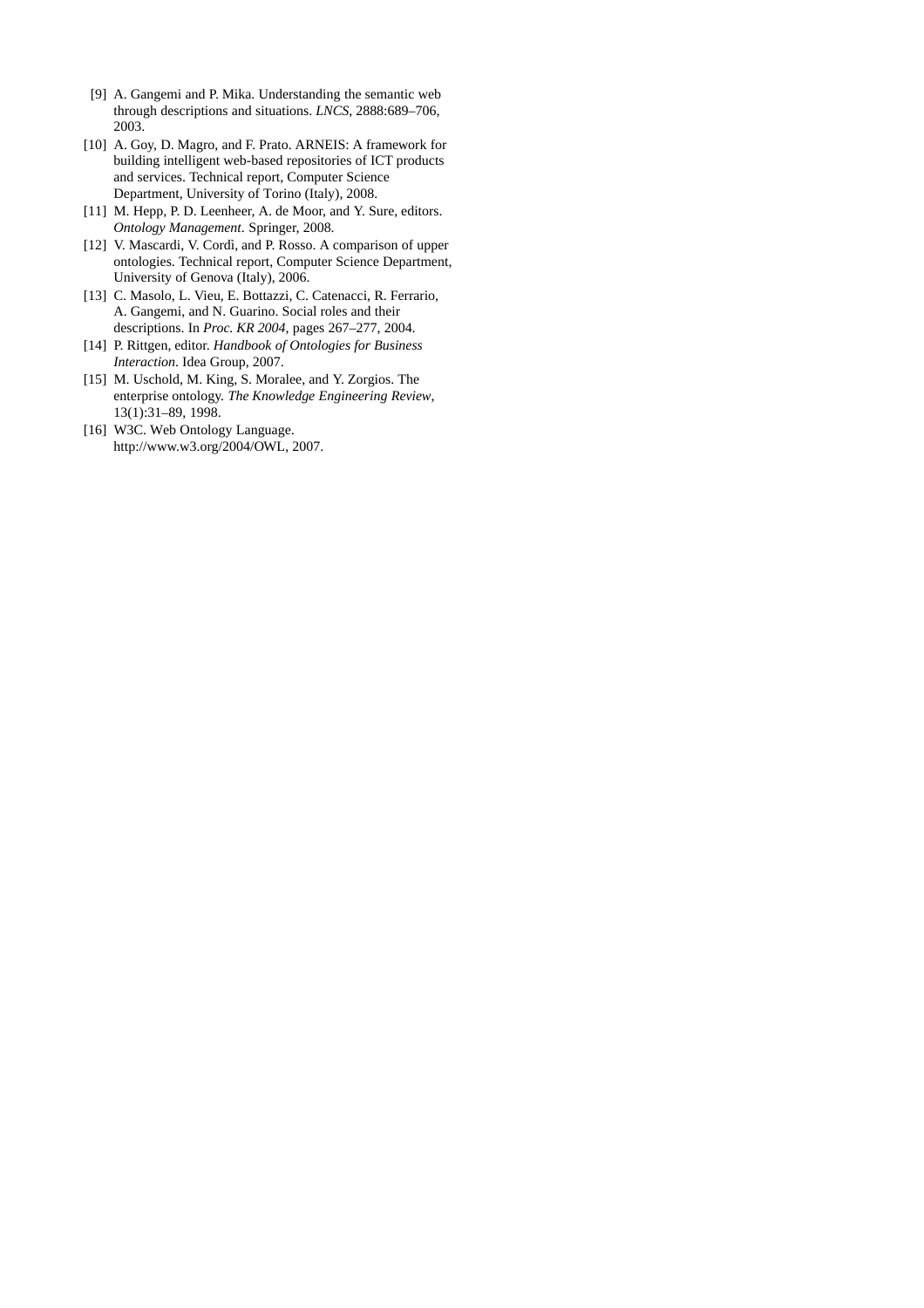[9] A. Gangemi and P. Mika. Understanding the semantic web through descriptions and situations. *LNCS*, 2888:689–706, 2003.

[10] A. Goy, D. Magro, and F. Prato. ARNEIS: A framework for building intelligent web-based repositories of ICT products and services. Technical report, Computer Science Department, University of Torino (Italy), 2008.

[11] M. Hepp, P. D. Leenheer, A. de Moor, and Y. Sure, editors. *Ontology Management*. Springer, 2008.

[12] V. Mascardi, V. Cordì, and P. Rosso. A comparison of upper ontologies. Technical report, Computer Science Department, University of Genova (Italy), 2006.

[13] C. Masolo, L. Vieu, E. Bottazzi, C. Catenacci, R. Ferrario, A. Gangemi, and N. Guarino. Social roles and their descriptions. In *Proc. KR 2004*, pages 267–277, 2004.

[14] P. Rittgen, editor. *Handbook of Ontologies for Business Interaction*. Idea Group, 2007.

[15] M. Uschold, M. King, S. Moralee, and Y. Zorgios. The enterprise ontology. *The Knowledge Engineering Review*, 13(1):31–89, 1998.

[16] W3C. Web Ontology Language. http://www.w3.org/2004/OWL, 2007.